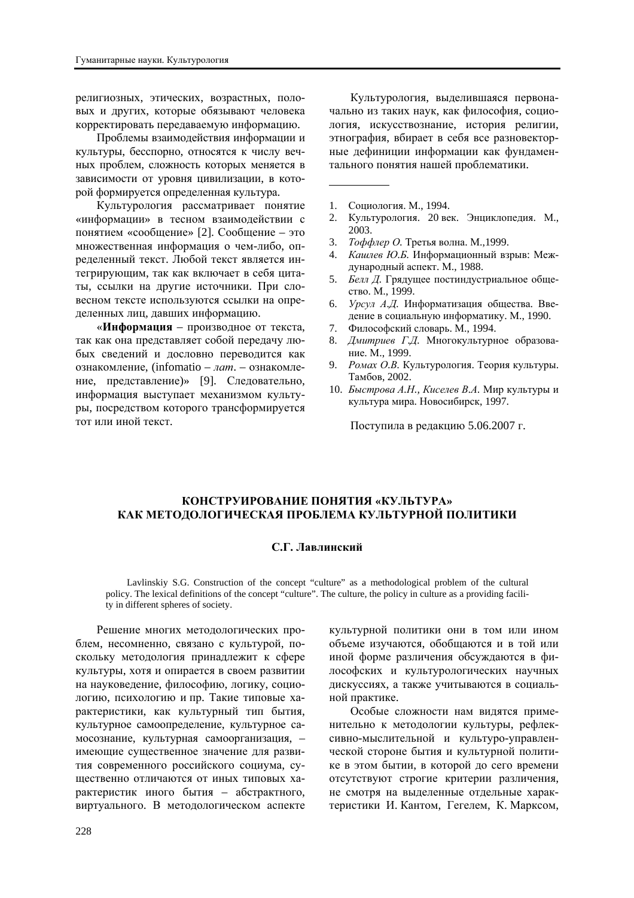религиозных, этических, возрастных, половых и других, которые обязывают человека корректировать передаваемую информацию.

Проблемы взаимодействия информации и культуры, бесспорно, относятся к числу вечных проблем, сложность которых меняется в зависимости от уровня цивилизации, в которой формируется определенная культура.

Культурология рассматривает понятие «информации» в тесном взаимодействии с понятием «сообщение» [2]. Сообщение – это множественная информация о чем-либо, определенный текст. Любой текст является интегрирующим, так как включает в себя цитаты, ссылки на другие источники. При словесном тексте используются ссылки на определенных лиц, давших информацию.

«**Информация** – производное от текста, так как она представляет собой передачу любых сведений и дословно переводится как ознакомление, (infomatio – *лат*. – ознакомление, представление)» [9]. Следовательно, информация выступает механизмом культуры, посредством которого трансформируется тот или иной текст.

Культурология, выделившаяся первоначально из таких наук, как философия, социология, искусствознание, история религии, этнография, вбирает в себя все разновекторные дефиниции информации как фундаментального понятия нашей проблематики.

---

1. Социология. М., 1994.
2. Культурология. 20 век. Энциклопедия. М., 2003.
3. *Тоффлер О.* Третья волна. М.,1999.
4. *Кашлев Ю.Б.* Информационный взрыв: Международный аспект. М., 1988.
5. *Белл Д.* Грядущее постиндустриальное общество. М., 1999.
6. *Урсул А.Д.* Информатизация общества. Введение в социальную информатику. М., 1990.
7. Философский словарь. М., 1994.
8. *Дмитриев Г.Д.* Многокультурное образование. М., 1999.
9. *Ромах О.В.* Культурология. Теория культуры. Тамбов, 2002.
10. *Быстрова А.Н., Киселев В.А.* Мир культуры и культура мира. Новосибирск, 1997.

Поступила в редакцию 5.06.2007 г.

## КОНСТРУИРОВАНИЕ ПОНЯТИЯ «КУЛЬТУРА» КАК МЕТОДОЛОГИЧЕСКАЯ ПРОБЛЕМА КУЛЬТУРНОЙ ПОЛИТИКИ

**С.Г. Лавлинский**

Lavlinskiy S.G. Construction of the concept “culture” as a methodological problem of the cultural policy. The lexical definitions of the concept “culture”. The culture, the policy in culture as a providing facility in different spheres of society.

Решение многих методологических проблем, несомненно, связано с культурой, поскольку методология принадлежит к сфере культуры, хотя и опирается в своем развитии на науковедение, философию, логику, социологию, психологию и пр. Такие типовые характеристики, как культурный тип бытия, культурное самоопределение, культурное самосознание, культурная самоорганизация, – имеющие существенное значение для развития современного российского социума, существенно отличаются от иных типовых характеристик иного бытия – абстрактного, виртуального. В методологическом аспекте культурной политики они в том или ином объеме изучаются, обобщаются и в той или иной форме различения обсуждаются в философских и культурологических научных дискуссиях, а также учитываются в социальной практике.

Особые сложности нам видятся применительно к методологии культуры, рефлексивно-мыслительной и культуро-управленческой стороне бытия и культурной политике в этом бытии, в которой до сего времени отсутствуют строгие критерии различения, не смотря на выделенные отдельные характеристики И. Кантом, Гегелем, К. Марксом,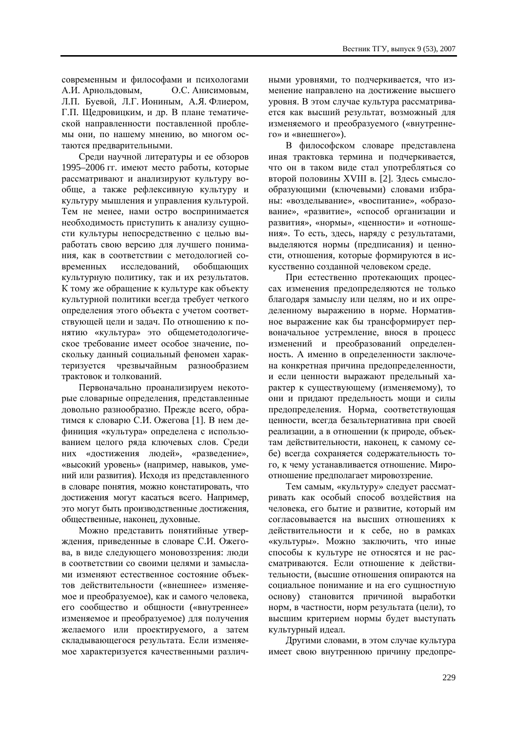современным и философами и психологами А.И. Арнольдовым, О.С. Анисимовым, Л.П. Буевой, Л.Г. Иониным, А.Я. Флиером, Г.П. Щедровицким, и др. В плане тематической направленности поставленной проблемы они, по нашему мнению, во многом остаются предварительными.

Среди научной литературы и ее обзоров 1995–2006 гг. имеют место работы, которые рассматривают и анализируют культуру вообще, а также рефлексивную культуру и культуру мышления и управления культурой. Тем не менее, нами остро воспринимается необходимость приступить к анализу сущности культуры непосредственно с целью выработать свою версию для лучшего понимания, как в соответствии с методологией современных исследований, обобщающих культурную политику, так и их результатов. К тому же обращение к культуре как объекту культурной политики всегда требует четкого определения этого объекта с учетом соответствующей цели и задач. По отношению к понятию «культура» это общеметодологическое требование имеет особое значение, поскольку данный социальный феномен характеризуется чрезвычайным разнообразием трактовок и толкований.

Первоначально проанализируем некоторые словарные определения, представленные довольно разнообразно. Прежде всего, обратимся к словарю С.И. Ожегова [1]. В нем дефиниция «культура» определена с использованием целого ряда ключевых слов. Среди них «достижения людей», «разведение», «высокий уровень» (например, навыков, умений или развития). Исходя из представленного в словаре понятия, можно констатировать, что достижения могут касаться всего. Например, это могут быть производственные достижения, общественные, наконец, духовные.

Можно представить понятийные утверждения, приведенные в словаре С.И. Ожегова, в виде следующего моновоззрения: люди в соответствии со своими целями и замыслами изменяют естественное состояние объектов действительности («внешнее» изменяемое и преобразуемое), как и самого человека, его сообщество и общности («внутреннее» изменяемое и преобразуемое) для получения желаемого или проектируемого, а затем складывающегося результата. Если изменяемое характеризуется качественными различными уровнями, то подчеркивается, что изменение направлено на достижение высшего уровня. В этом случае культура рассматривается как высший результат, возможный для изменяемого и преобразуемого («внутреннего» и «внешнего»).

В философском словаре представлена иная трактовка термина и подчеркивается, что он в таком виде стал употребляться со второй половины XVIII в. [2]. Здесь смыслообразующими (ключевыми) словами избраны: «возделывание», «воспитание», «образование», «развитие», «способ организации и развития», «нормы», «ценности» и «отношения». То есть, здесь, наряду с результатами, выделяются нормы (предписания) и ценности, отношения, которые формируются в искусственно созданной человеком среде.

При естественно протекающих процессах изменения предопределяются не только благодаря замыслу или целям, но и их определенному выражению в норме. Нормативное выражение как бы трансформирует первоначальное устремление, внося в процесс изменений и преобразований определенность. А именно в определенности заключена конкретная причина предопределенности, и если ценности выражают предельный характер к существующему (изменяемому), то они и придают предельность мощи и силы предопределения. Норма, соответствующая ценности, всегда безальтернативна при своей реализации, а в отношении (к природе, объектам действительности, наконец, к самому себе) всегда сохраняется содержательность того, к чему устанавливается отношение. Мироотношение предполагает мировоззрение.

Тем самым, «культуру» следует рассматривать как особый способ воздействия на человека, его бытие и развитие, который им согласовывается на высших отношениях к действительности и к себе, но в рамках «культуры». Можно заключить, что иные способы к культуре не относятся и не рассматриваются. Если отношение к действительности, (высшие отношения опираются на социальное понимание и на его сущностную основу) становится причиной выработки норм, в частности, норм результата (цели), то высшим критерием нормы будет выступать культурный идеал.

Другими словами, в этом случае культура имеет свою внутреннюю причину предопре-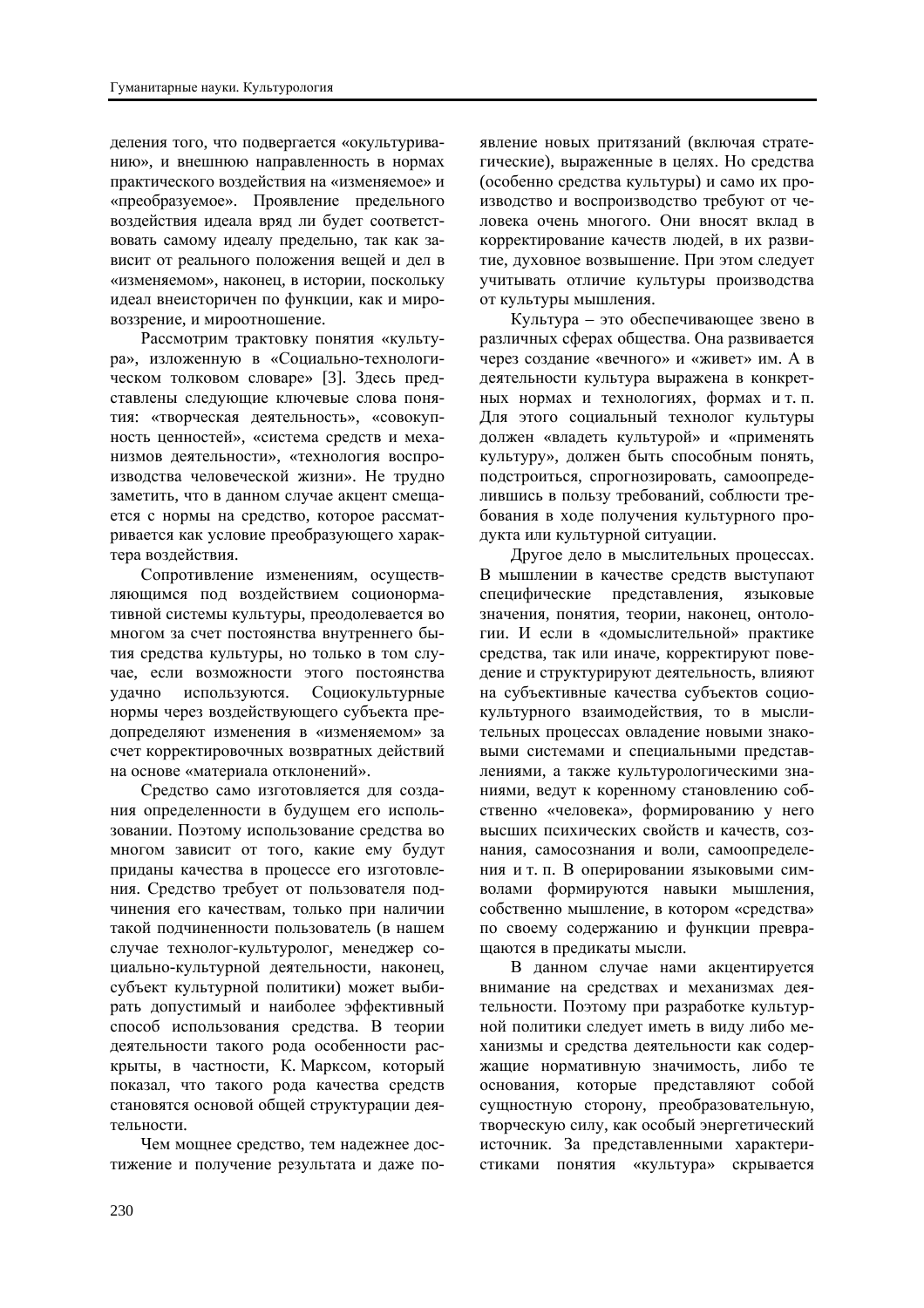деления того, что подвергается «окультуриванию», и внешнюю направленность в нормах практического воздействия на «изменяемое» и «преобразуемое». Проявление предельного воздействия идеала вряд ли будет соответствовать самому идеалу предельно, так как зависит от реального положения вещей и дел в «изменяемом», наконец, в истории, поскольку идеал внеисторичен по функции, как и мировоззрение, и мироотношение.

Рассмотрим трактовку понятия «культура», изложенную в «Социально-технологическом толковом словаре» [3]. Здесь представлены следующие ключевые слова понятия: «творческая деятельность», «совокупность ценностей», «система средств и механизмов деятельности», «технология воспроизводства человеческой жизни». Не трудно заметить, что в данном случае акцент смещается с нормы на средство, которое рассматривается как условие преобразующего характера воздействия.

Сопротивление изменениям, осуществляющимся под воздействием соционормативной системы культуры, преодолевается во многом за счет постоянства внутреннего бытия средства культуры, но только в том случае, если возможности этого постоянства удачно используются. Социокультурные нормы через воздействующего субъекта предопределяют изменения в «изменяемом» за счет корректировочных возвратных действий на основе «материала отклонений».

Средство само изготовляется для создания определенности в будущем его использовании. Поэтому использование средства во многом зависит от того, какие ему будут приданы качества в процессе его изготовления. Средство требует от пользователя подчинения его качествам, только при наличии такой подчиненности пользователь (в нашем случае технолог-культуролог, менеджер социально-культурной деятельности, наконец, субъект культурной политики) может выбирать допустимый и наиболее эффективный способ использования средства. В теории деятельности такого рода особенности раскрыты, в частности, К. Марксом, который показал, что такого рода качества средств становятся основой общей структурации деятельности.

Чем мощнее средство, тем надежнее достижение и получение результата и даже появление новых притязаний (включая стратегические), выраженные в целях. Но средства (особенно средства культуры) и само их производство и воспроизводство требуют от человека очень многого. Они вносят вклад в корректирование качеств людей, в их развитие, духовное возвышение. При этом следует учитывать отличие культуры производства от культуры мышления.

Культура – это обеспечивающее звено в различных сферах общества. Она развивается через создание «вечного» и «живет» им. А в деятельности культура выражена в конкретных нормах и технологиях, формах и т. п. Для этого социальный технолог культуры должен «владеть культурой» и «применять культуру», должен быть способным понять, подстроиться, спрогнозировать, самоопределившись в пользу требований, соблюсти требования в ходе получения культурного продукта или культурной ситуации.

Другое дело в мыслительных процессах. В мышлении в качестве средств выступают специфические представления, языковые значения, понятия, теории, наконец, онтологии. И если в «домыслительной» практике средства, так или иначе, корректируют поведение и структурируют деятельность, влияют на субъективные качества субъектов социокультурного взаимодействия, то в мыслительных процессах овладение новыми знаковыми системами и специальными представлениями, а также культурологическими знаниями, ведут к коренному становлению собственно «человека», формированию у него высших психических свойств и качеств, сознания, самосознания и воли, самоопределения и т. п. В оперировании языковыми символами формируются навыки мышления, собственно мышление, в котором «средства» по своему содержанию и функции превращаются в предикаты мысли.

В данном случае нами акцентируется внимание на средствах и механизмах деятельности. Поэтому при разработке культурной политики следует иметь в виду либо механизмы и средства деятельности как содержащие нормативную значимость, либо те основания, которые представляют собой сущностную сторону, преобразовательную, творческую силу, как особый энергетический источник. За представленными характеристиками понятия «культура» скрывается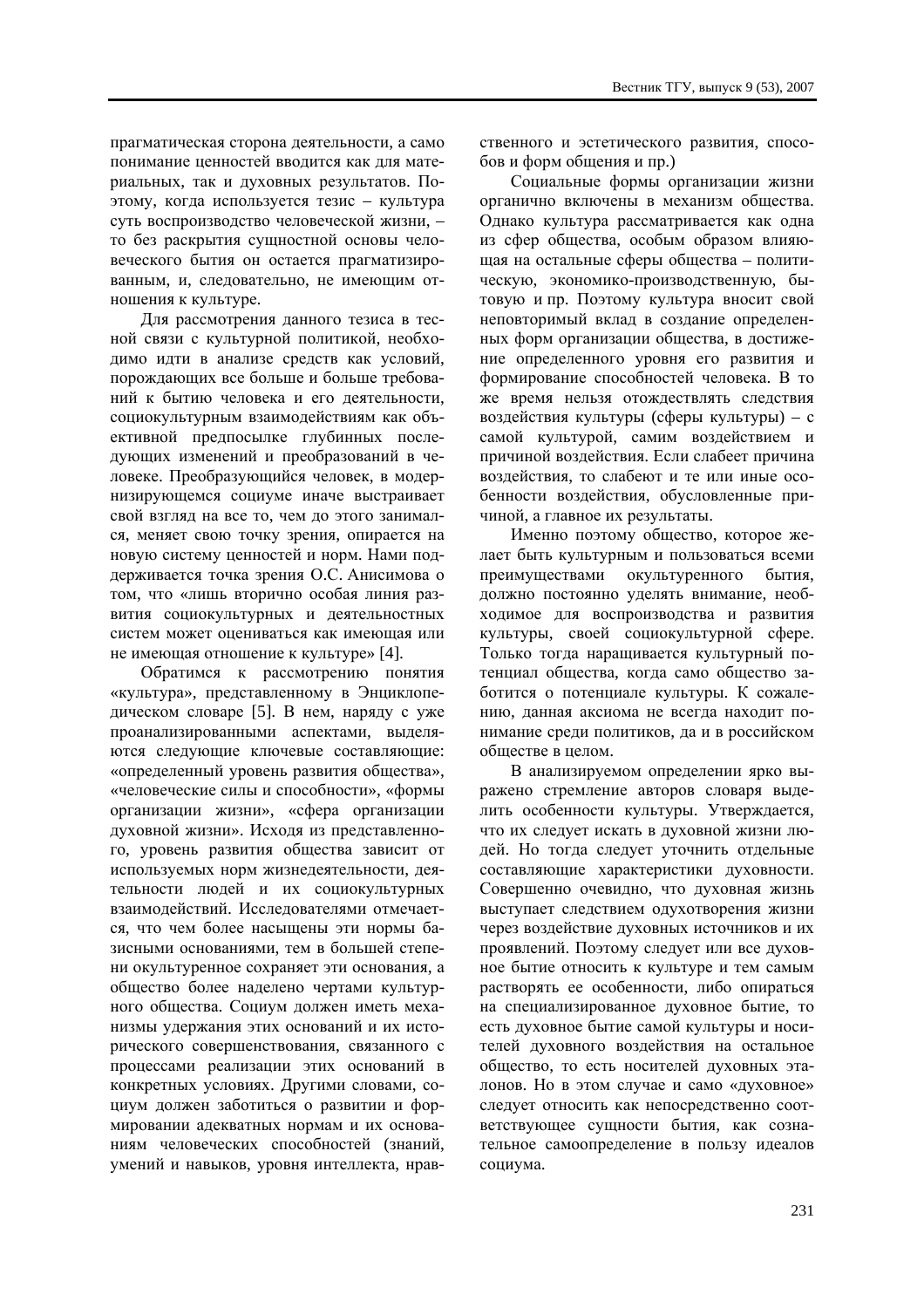прагматическая сторона деятельности, а само понимание ценностей вводится как для материальных, так и духовных результатов. Поэтому, когда используется тезис – культура суть воспроизводство человеческой жизни, – то без раскрытия сущностной основы человеческого бытия он остается прагматизированным, и, следовательно, не имеющим отношения к культуре.

Для рассмотрения данного тезиса в тесной связи с культурной политикой, необходимо идти в анализе средств как условий, порождающих все больше и больше требований к бытию человека и его деятельности, социокультурным взаимодействиям как объективной предпосылке глубинных последующих изменений и преобразований в человеке. Преобразующийся человек, в модернизирующемся социуме иначе выстраивает свой взгляд на все то, чем до этого занимался, меняет свою точку зрения, опирается на новую систему ценностей и норм. Нами поддерживается точка зрения О.С. Анисимова о том, что «лишь вторично особая линия развития социокультурных и деятельностных систем может оцениваться как имеющая или не имеющая отношение к культуре» [4].

Обратимся к рассмотрению понятия «культура», представленному в Энциклопедическом словаре [5]. В нем, наряду с уже проанализированными аспектами, выделяются следующие ключевые составляющие: «определенный уровень развития общества», «человеческие силы и способности», «формы организации жизни», «сфера организации духовной жизни». Исходя из представленного, уровень развития общества зависит от используемых норм жизнедеятельности, деятельности людей и их социокультурных взаимодействий. Исследователями отмечается, что чем более насыщены эти нормы базисными основаниями, тем в большей степени окультуренное сохраняет эти основания, а общество более наделено чертами культурного общества. Социум должен иметь механизмы удержания этих оснований и их исторического совершенствования, связанного с процессами реализации этих оснований в конкретных условиях. Другими словами, социум должен заботиться о развитии и формировании адекватных нормам и их основаниям человеческих способностей (знаний, умений и навыков, уровня интеллекта, нравственного и эстетического развития, способов и форм общения и пр.)

Социальные формы организации жизни органично включены в механизм общества. Однако культура рассматривается как одна из сфер общества, особым образом влияющая на остальные сферы общества – политическую, экономико-производственную, бытовую и пр. Поэтому культура вносит свой неповторимый вклад в создание определенных форм организации общества, в достижение определенного уровня его развития и формирование способностей человека. В то же время нельзя отождествлять следствия воздействия культуры (сферы культуры) – с самой культурой, самим воздействием и причиной воздействия. Если слабеет причина воздействия, то слабеют и те или иные особенности воздействия, обусловленные причиной, а главное их результаты.

Именно поэтому общество, которое желает быть культурным и пользоваться всеми преимуществами окультуренного бытия, должно постоянно уделять внимание, необходимое для воспроизводства и развития культуры, своей социокультурной сфере. Только тогда наращивается культурный потенциал общества, когда само общество заботится о потенциале культуры. К сожалению, данная аксиома не всегда находит понимание среди политиков, да и в российском обществе в целом.

В анализируемом определении ярко выражено стремление авторов словаря выделить особенности культуры. Утверждается, что их следует искать в духовной жизни людей. Но тогда следует уточнить отдельные составляющие характеристики духовности. Совершенно очевидно, что духовная жизнь выступает следствием одухотворения жизни через воздействие духовных источников и их проявлений. Поэтому следует или все духовное бытие относить к культуре и тем самым растворять ее особенности, либо опираться на специализированное духовное бытие, то есть духовное бытие самой культуры и носителей духовного воздействия на остальное общество, то есть носителей духовных эталонов. Но в этом случае и само «духовное» следует относить как непосредственно соответствующее сущности бытия, как сознательное самоопределение в пользу идеалов социума.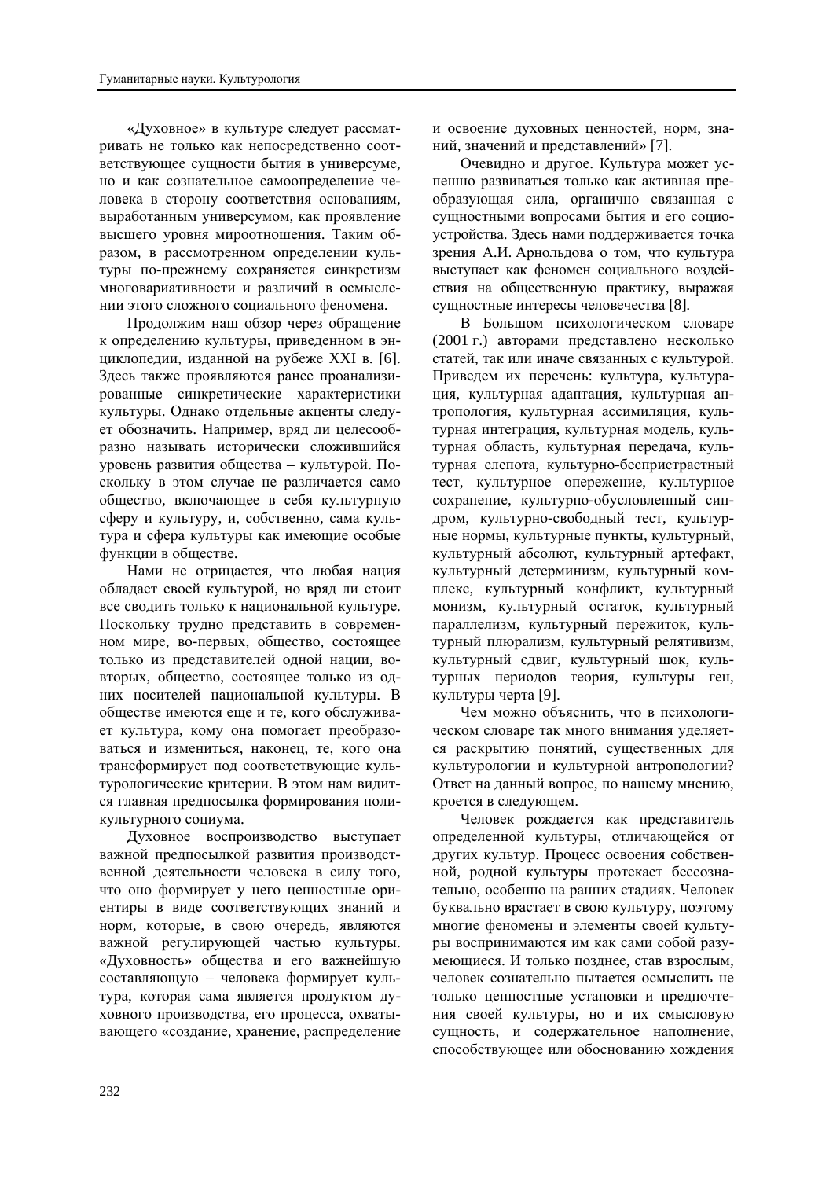«Духовное» в культуре следует рассматривать не только как непосредственно соответствующее сущности бытия в универсуме, но и как сознательное самоопределение человека в сторону соответствия основаниям, выработанным универсумом, как проявление высшего уровня мироотношения. Таким образом, в рассмотренном определении культуры по-прежнему сохраняется синкретизм многовариативности и различий в осмыслении этого сложного социального феномена.

Продолжим наш обзор через обращение к определению культуры, приведенном в энциклопедии, изданной на рубеже XXI в. [6]. Здесь также проявляются ранее проанализированные синкретические характеристики культуры. Однако отдельные акценты следует обозначить. Например, вряд ли целесообразно называть исторически сложившийся уровень развития общества – культурой. Поскольку в этом случае не различается само общество, включающее в себя культурную сферу и культуру, и, собственно, сама культура и сфера культуры как имеющие особые функции в обществе.

Нами не отрицается, что любая нация обладает своей культурой, но вряд ли стоит все сводить только к национальной культуре. Поскольку трудно представить в современном мире, во-первых, общество, состоящее только из представителей одной нации, во-вторых, общество, состоящее только из одних носителей национальной культуры. В обществе имеются еще и те, кого обслуживает культура, кому она помогает преобразоваться и измениться, наконец, те, кого она трансформирует под соответствующие культурологические критерии. В этом нам видится главная предпосылка формирования поликультурного социума.

Духовное воспроизводство выступает важной предпосылкой развития производственной деятельности человека в силу того, что оно формирует у него ценностные ориентиры в виде соответствующих знаний и норм, которые, в свою очередь, являются важной регулирующей частью культуры. «Духовность» общества и его важнейшую составляющую – человека формирует культура, которая сама является продуктом духовного производства, его процесса, охватывающего «создание, хранение, распределение и освоение духовных ценностей, норм, знаний, значений и представлений» [7].

Очевидно и другое. Культура может успешно развиваться только как активная преобразующая сила, органично связанная с сущностными вопросами бытия и его социоустройства. Здесь нами поддерживается точка зрения А.И. Арнольдова о том, что культура выступает как феномен социального воздействия на общественную практику, выражая сущностные интересы человечества [8].

В Большом психологическом словаре (2001 г.) авторами представлено несколько статей, так или иначе связанных с культурой. Приведем их перечень: культура, культурация, культурная адаптация, культурная антропология, культурная ассимиляция, культурная интеграция, культурная модель, культурная область, культурная передача, культурная слепота, культурно-беспристрастный тест, культурное опережение, культурное сохранение, культурно-обусловленный синдром, культурно-свободный тест, культурные нормы, культурные пункты, культурный, культурный абсолют, культурный артефакт, культурный детерминизм, культурный комплекс, культурный конфликт, культурный монизм, культурный остаток, культурный параллелизм, культурный пережиток, культурный плюрализм, культурный релятивизм, культурный сдвиг, культурный шок, культурных периодов теория, культуры ген, культуры черта [9].

Чем можно объяснить, что в психологическом словаре так много внимания уделяется раскрытию понятий, существенных для культурологии и культурной антропологии? Ответ на данный вопрос, по нашему мнению, кроется в следующем.

Человек рождается как представитель определенной культуры, отличающейся от других культур. Процесс освоения собственной, родной культуры протекает бессознательно, особенно на ранних стадиях. Человек буквально врастает в свою культуру, поэтому многие феномены и элементы своей культуры воспринимаются им как сами собой разумеющиеся. И только позднее, став взрослым, человек сознательно пытается осмыслить не только ценностные установки и предпочтения своей культуры, но и их смысловую сущность, и содержательное наполнение, способствующее или обоснованию хождения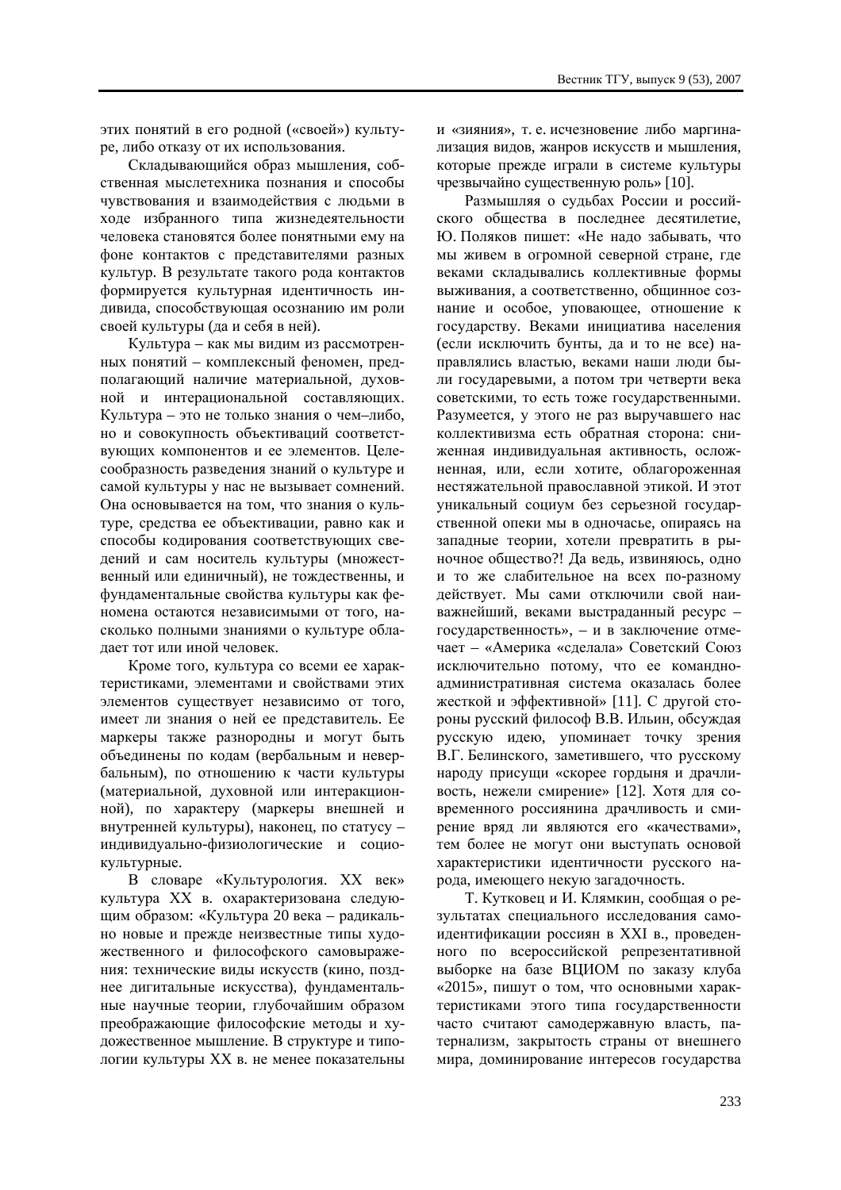этих понятий в его родной («своей») культуре, либо отказу от их использования.

Складывающийся образ мышления, собственная мыслетехника познания и способы чувствования и взаимодействия с людьми в ходе избранного типа жизнедеятельности человека становятся более понятными ему на фоне контактов с представителями разных культур. В результате такого рода контактов формируется культурная идентичность индивида, способствующая осознанию им роли своей культуры (да и себя в ней).

Культура – как мы видим из рассмотренных понятий – комплексный феномен, предполагающий наличие материальной, духовной и интерациональной составляющих. Культура – это не только знания о чем–либо, но и совокупность объективаций соответствующих компонентов и ее элементов. Целесообразность разведения знаний о культуре и самой культуры у нас не вызывает сомнений. Она основывается на том, что знания о культуре, средства ее объективации, равно как и способы кодирования соответствующих сведений и сам носитель культуры (множественный или единичный), не тождественны, и фундаментальные свойства культуры как феномена остаются независимыми от того, насколько полными знаниями о культуре обладает тот или иной человек.

Кроме того, культура со всеми ее характеристиками, элементами и свойствами этих элементов существует независимо от того, имеет ли знания о ней ее представитель. Ее маркеры также разнородны и могут быть объединены по кодам (вербальным и невербальным), по отношению к части культуры (материальной, духовной или интеракционной), по характеру (маркеры внешней и внутренней культуры), наконец, по статусу – индивидуально-физиологические и социокультурные.

В словаре «Культурология. XX век» культура XX в. охарактеризована следующим образом: «Культура 20 века – радикально новые и прежде неизвестные типы художественного и философского самовыражения: технические виды искусств (кино, позднее дигитальные искусства), фундаментальные научные теории, глубочайшим образом преображающие философские методы и художественное мышление. В структуре и типологии культуры XX в. не менее показательны и «зияния», т. е. исчезновение либо маргинализация видов, жанров искусств и мышления, которые прежде играли в системе культуры чрезвычайно существенную роль» [10].

Размышляя о судьбах России и российского общества в последнее десятилетие, Ю. Поляков пишет: «Не надо забывать, что мы живем в огромной северной стране, где веками складывались коллективные формы выживания, а соответственно, общинное сознание и особое, уповающее, отношение к государству. Веками инициатива населения (если исключить бунты, да и то не все) направлялись властью, веками наши люди были государевыми, а потом три четверти века советскими, то есть тоже государственными. Разумеется, у этого не раз выручавшего нас коллективизма есть обратная сторона: сниженная индивидуальная активность, осложненная, или, если хотите, облагороженная нестяжательной православной этикой. И этот уникальный социум без серьезной государственной опеки мы в одночасье, опираясь на западные теории, хотели превратить в рыночное общество?! Да ведь, извиняюсь, одно и то же слабительное на всех по-разному действует. Мы сами отключили свой наиважнейший, веками выстраданный ресурс – государственность», – и в заключение отмечает – «Америка «сделала» Советский Союз исключительно потому, что ее командно-административная система оказалась более жесткой и эффективной» [11]. С другой стороны русский философ В.В. Ильин, обсуждая русскую идею, упоминает точку зрения В.Г. Белинского, заметившего, что русскому народу присущи «скорее гордыня и драчливость, нежели смирение» [12]. Хотя для современного россиянина драчливость и смирение вряд ли являются его «качествами», тем более не могут они выступать основой характеристики идентичности русского народа, имеющего некую загадочность.

Т. Кутковец и И. Клямкин, сообщая о результатах специального исследования самоидентификации россиян в XXI в., проведенного по всероссийской репрезентативной выборке на базе ВЦИОМ по заказу клуба «2015», пишут о том, что основными характеристиками этого типа государственности часто считают самодержавную власть, патернализм, закрытость страны от внешнего мира, доминирование интересов государства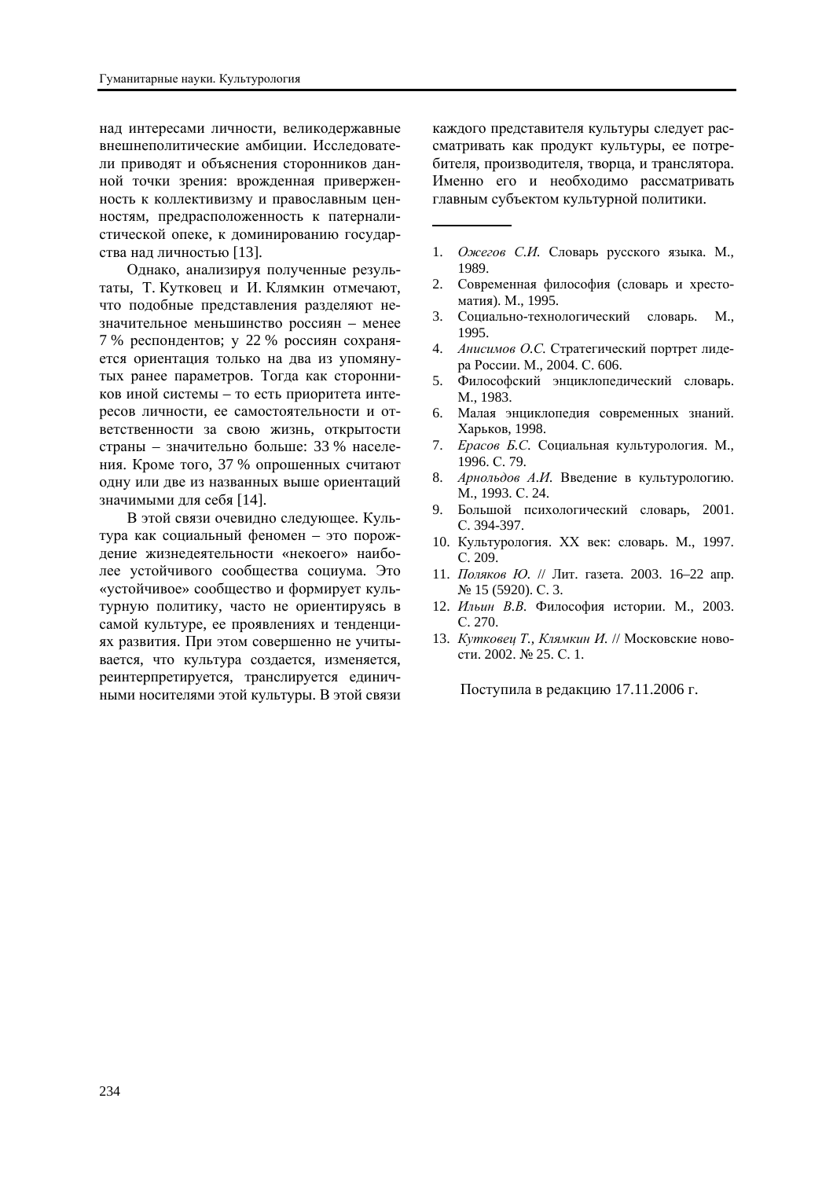над интересами личности, великодержавные внешнеполитические амбиции. Исследователи приводят и объяснения сторонников данной точки зрения: врожденная приверженность к коллективизму и православным ценностям, предрасположенность к патерналистической опеке, к доминированию государства над личностью [13].

Однако, анализируя полученные результаты, Т. Кутковец и И. Клямкин отмечают, что подобные представления разделяют незначительное меньшинство россиян – менее 7 % респондентов; у 22 % россиян сохраняется ориентация только на два из упомянутых ранее параметров. Тогда как сторонников иной системы – то есть приоритета интересов личности, ее самостоятельности и ответственности за свою жизнь, открытости страны – значительно больше: 33 % населения. Кроме того, 37 % опрошенных считают одну или две из названных выше ориентаций значимыми для себя [14].

В этой связи очевидно следующее. Культура как социальный феномен – это порождение жизнедеятельности «некоего» наиболее устойчивого сообщества социума. Это «устойчивое» сообщество и формирует культурную политику, часто не ориентируясь в самой культуре, ее проявлениях и тенденциях развития. При этом совершенно не учитывается, что культура создается, изменяется, реинтерпретируется, транслируется единичными носителями этой культуры. В этой связи каждого представителя культуры следует рассматривать как продукт культуры, ее потребителя, производителя, творца, и транслятора. Именно его и необходимо рассматривать главным субъектом культурной политики.

---

1. *Ожегов С.И.* Словарь русского языка. М., 1989.
2. Современная философия (словарь и хрестоматия). М., 1995.
3. Социально-технологический словарь. М., 1995.
4. *Анисимов О.С.* Стратегический портрет лидера России. М., 2004. С. 606.
5. Философский энциклопедический словарь. М., 1983.
6. Малая энциклопедия современных знаний. Харьков, 1998.
7. *Ерасов Б.С.* Социальная культурология. М., 1996. С. 79.
8. *Арнольдов А.И.* Введение в культурологию. М., 1993. С. 24.
9. Большой психологический словарь, 2001. С. 394-397.
10. Культурология. XX век: словарь. М., 1997. С. 209.
11. *Поляков Ю.* // Лит. газета. 2003. 16–22 апр. № 15 (5920). С. 3.
12. *Ильин В.В.* Философия истории. М., 2003. С. 270.
13. *Кутковец Т., Клямкин И.* // Московские новости. 2002. № 25. С. 1.

Поступила в редакцию 17.11.2006 г.